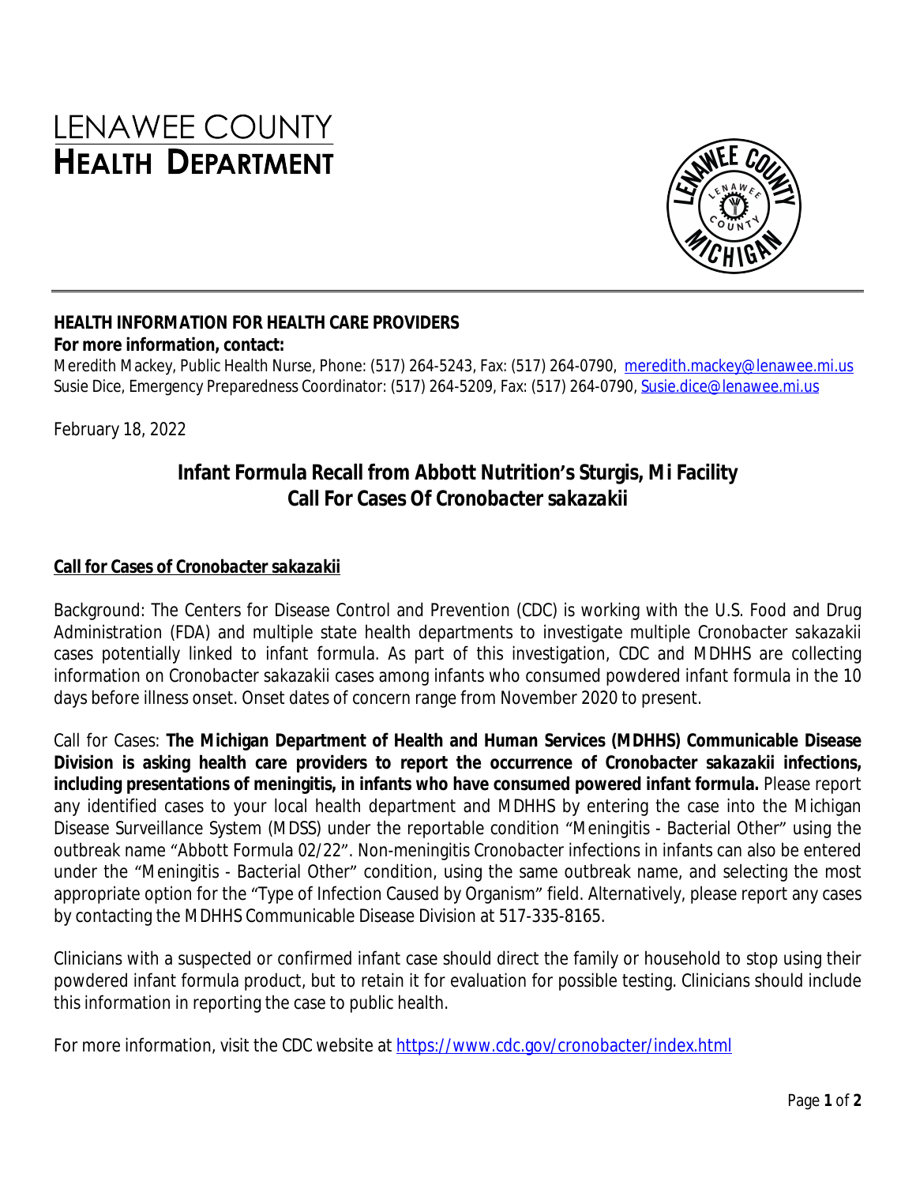# LENAWEE COUNTY HEALTH DEPARTMENT

**HEALTH INFORMATION FOR HEALTH CARE PROVIDERS**

**For more information, contact:**

Meredith Mackey, Public Health Nurse, Phone: (517) 264-5243, Fax: (517) 264-0790, meredith.mackey@lenawee.mi.us
Susie Dice, Emergency Preparedness Coordinator: (517) 264-5209, Fax: (517) 264-0790, Susie.dice@lenawee.mi.us

February 18, 2022

## Infant Formula Recall from Abbott Nutrition's Sturgis, Mi Facility
## *Call For Cases Of Cronobacter sakazakii*

### Call for Cases of *Cronobacter sakazakii*

Background: The Centers for Disease Control and Prevention (CDC) is working with the U.S. Food and Drug Administration (FDA) and multiple state health departments to investigate multiple *Cronobacter sakazakii* cases potentially linked to infant formula. As part of this investigation, CDC and MDHHS are collecting information on *Cronobacter sakazakii* cases among infants who consumed powdered infant formula in the 10 days before illness onset. Onset dates of concern range from November 2020 to present.

Call for Cases: **The Michigan Department of Health and Human Services (MDHHS) Communicable Disease Division is asking health care providers to report the occurrence of *Cronobacter sakazakii* infections, including presentations of meningitis, in infants who have consumed powered infant formula.** Please report any identified cases to your local health department and MDHHS by entering the case into the Michigan Disease Surveillance System (MDSS) under the reportable condition "Meningitis - Bacterial Other" using the outbreak name "Abbott Formula 02/22". Non-meningitis *Cronobacter* infections in infants can also be entered under the "Meningitis - Bacterial Other" condition, using the same outbreak name, and selecting the most appropriate option for the "Type of Infection Caused by Organism" field. Alternatively, please report any cases by contacting the MDHHS Communicable Disease Division at 517-335-8165.

Clinicians with a suspected or confirmed infant case should direct the family or household to stop using their powdered infant formula product, but to retain it for evaluation for possible testing. Clinicians should include this information in reporting the case to public health.

For more information, visit the CDC website at https://www.cdc.gov/cronobacter/index.html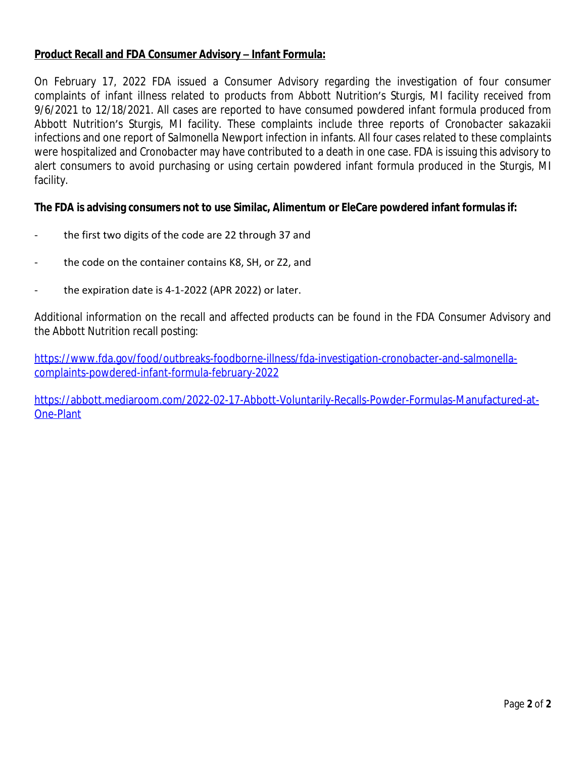**Product Recall and FDA Consumer Advisory – Infant Formula:**

On February 17, 2022 FDA issued a Consumer Advisory regarding the investigation of four consumer complaints of infant illness related to products from Abbott Nutrition's Sturgis, MI facility received from 9/6/2021 to 12/18/2021. All cases are reported to have consumed powdered infant formula produced from Abbott Nutrition's Sturgis, MI facility. These complaints include three reports of *Cronobacter sakazakii* infections and one report of Salmonella Newport infection in infants. All four cases related to these complaints were hospitalized and Cronobacter may have contributed to a death in one case. FDA is issuing this advisory to alert consumers to avoid purchasing or using certain powdered infant formula produced in the Sturgis, MI facility.

**The FDA is advising consumers not to use Similac, Alimentum or EleCare powdered infant formulas if:**

- the first two digits of the code are 22 through 37 and
- the code on the container contains K8, SH, or Z2, and
- the expiration date is 4-1-2022 (APR 2022) or later.

Additional information on the recall and affected products can be found in the FDA Consumer Advisory and the Abbott Nutrition recall posting:

[https://www.fda.gov/food/outbreaks-foodborne-illness/fda-investigation-cronobacter-and-salmonella-complaints-powdered-infant-formula-february-2022](https://www.fda.gov/food/outbreaks-foodborne-illness/fda-investigation-cronobacter-and-salmonella-complaints-powdered-infant-formula-february-2022)

[https://abbott.mediaroom.com/2022-02-17-Abbott-Voluntarily-Recalls-Powder-Formulas-Manufactured-at-One-Plant](https://abbott.mediaroom.com/2022-02-17-Abbott-Voluntarily-Recalls-Powder-Formulas-Manufactured-at-One-Plant)